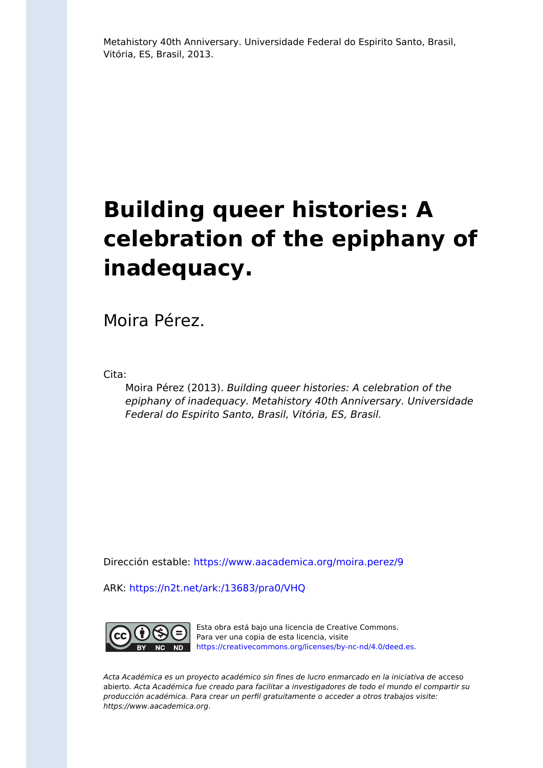Metahistory 40th Anniversary. Universidade Federal do Espirito Santo, Brasil, Vitória, ES, Brasil, 2013.

# Building queer histories: A celebration of the epiphany of inadequacy.

Moira Pérez.

Cita:

Moira Pérez (2013). *Building queer histories: A celebration of the epiphany of inadequacy. Metahistory 40th Anniversary. Universidade Federal do Espirito Santo, Brasil, Vitória, ES, Brasil.*

Dirección estable: https://www.aacademica.org/moira.perez/9

ARK: https://n2t.net/ark:/13683/pra0/VHQ

Esta obra está bajo una licencia de Creative Commons. Para ver una copia de esta licencia, visite https://creativecommons.org/licenses/by-nc-nd/4.0/deed.es.

*Acta Académica es un proyecto académico sin fines de lucro enmarcado en la iniciativa de* acceso abierto. *Acta Académica fue creado para facilitar a investigadores de todo el mundo el compartir su producción académica. Para crear un perfil gratuitamente o acceder a otros trabajos visite: https://www.aacademica.org.*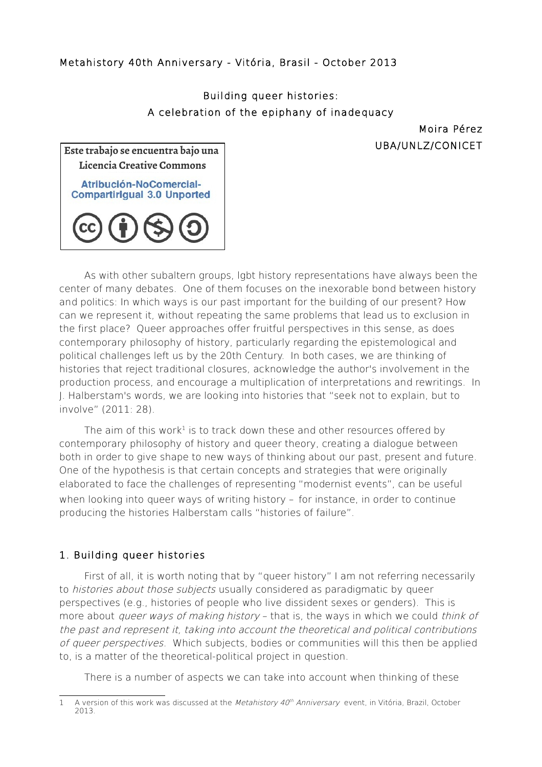Metahistory 40th Anniversary - Vitória, Brasil - October 2013

Building queer histories:
A celebration of the epiphany of inadequacy

Moira Pérez
UBA/UNLZ/CONICET

Este trabajo se encuentra bajo una Licencia Creative Commons
Atribución-NoComercial-CompartirIgual 3.0 Unported

As with other subaltern groups, lgbt history representations have always been the center of many debates. One of them focuses on the inexorable bond between history and politics: In which ways is our past important for the building of our present? How can we represent it, without repeating the same problems that lead us to exclusion in the first place? Queer approaches offer fruitful perspectives in this sense, as does contemporary philosophy of history, particularly regarding the epistemological and political challenges left us by the 20th Century. In both cases, we are thinking of histories that reject traditional closures, acknowledge the author's involvement in the production process, and encourage a multiplication of interpretations and rewritings. In J. Halberstam's words, we are looking into histories that "seek not to explain, but to involve" (2011: 28).

The aim of this work[1] is to track down these and other resources offered by contemporary philosophy of history and queer theory, creating a dialogue between both in order to give shape to new ways of thinking about our past, present and future. One of the hypothesis is that certain concepts and strategies that were originally elaborated to face the challenges of representing "modernist events", can be useful when looking into queer ways of writing history – for instance, in order to continue producing the histories Halberstam calls "histories of failure".

## 1. Building queer histories

First of all, it is worth noting that by "queer history" I am not referring necessarily to *histories about those subjects* usually considered as paradigmatic by queer perspectives (e.g., histories of people who live dissident sexes or genders). This is more about *queer ways of making history* – that is, the ways in which we could *think of the past and represent it, taking into account the theoretical and political contributions of queer perspectives*. Which subjects, bodies or communities will this then be applied to, is a matter of the theoretical-political project in question.

There is a number of aspects we can take into account when thinking of these

[1] A version of this work was discussed at the *Metahistory 40th Anniversary* event, in Vitória, Brazil, October 2013.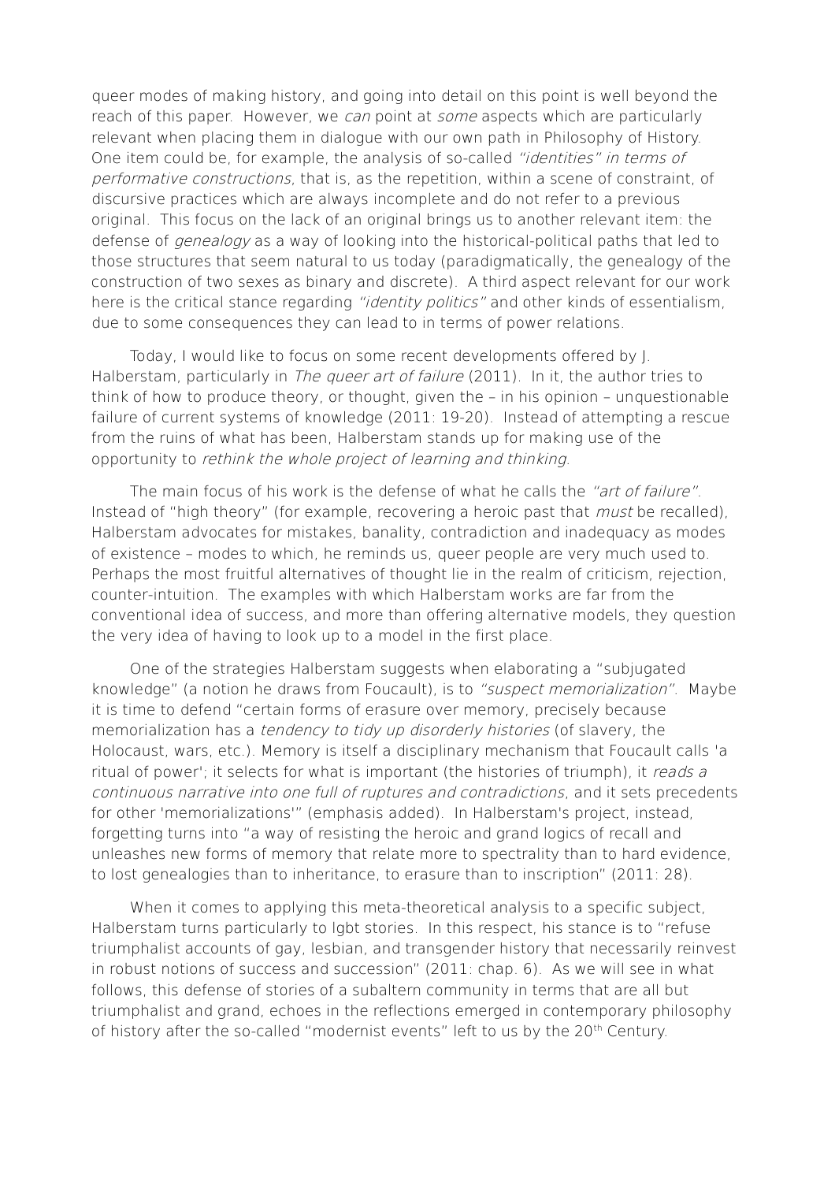queer modes of making history, and going into detail on this point is well beyond the reach of this paper. However, we *can* point at *some* aspects which are particularly relevant when placing them in dialogue with our own path in Philosophy of History. One item could be, for example, the analysis of so-called *"identities" in terms of performative constructions*, that is, as the repetition, within a scene of constraint, of discursive practices which are always incomplete and do not refer to a previous original. This focus on the lack of an original brings us to another relevant item: the defense of *genealogy* as a way of looking into the historical-political paths that led to those structures that seem natural to us today (paradigmatically, the genealogy of the construction of two sexes as binary and discrete). A third aspect relevant for our work here is the critical stance regarding *"identity politics"* and other kinds of essentialism, due to some consequences they can lead to in terms of power relations.

Today, I would like to focus on some recent developments offered by J. Halberstam, particularly in *The queer art of failure* (2011). In it, the author tries to think of how to produce theory, or thought, given the – in his opinion – unquestionable failure of current systems of knowledge (2011: 19-20). Instead of attempting a rescue from the ruins of what has been, Halberstam stands up for making use of the opportunity to *rethink the whole project of learning and thinking*.

The main focus of his work is the defense of what he calls the *"art of failure"*. Instead of "high theory" (for example, recovering a heroic past that *must* be recalled), Halberstam advocates for mistakes, banality, contradiction and inadequacy as modes of existence – modes to which, he reminds us, queer people are very much used to. Perhaps the most fruitful alternatives of thought lie in the realm of criticism, rejection, counter-intuition. The examples with which Halberstam works are far from the conventional idea of success, and more than offering alternative models, they question the very idea of having to look up to a model in the first place.

One of the strategies Halberstam suggests when elaborating a "subjugated knowledge" (a notion he draws from Foucault), is to *"suspect memorialization"*. Maybe it is time to defend "certain forms of erasure over memory, precisely because memorialization has a *tendency to tidy up disorderly histories* (of slavery, the Holocaust, wars, etc.). Memory is itself a disciplinary mechanism that Foucault calls 'a ritual of power'; it selects for what is important (the histories of triumph), it *reads a continuous narrative into one full of ruptures and contradictions*, and it sets precedents for other 'memorializations'" (emphasis added). In Halberstam's project, instead, forgetting turns into "a way of resisting the heroic and grand logics of recall and unleashes new forms of memory that relate more to spectrality than to hard evidence, to lost genealogies than to inheritance, to erasure than to inscription" (2011: 28).

When it comes to applying this meta-theoretical analysis to a specific subject, Halberstam turns particularly to lgbt stories. In this respect, his stance is to "refuse triumphalist accounts of gay, lesbian, and transgender history that necessarily reinvest in robust notions of success and succession" (2011: chap. 6). As we will see in what follows, this defense of stories of a subaltern community in terms that are all but triumphalist and grand, echoes in the reflections emerged in contemporary philosophy of history after the so-called "modernist events" left to us by the 20th Century.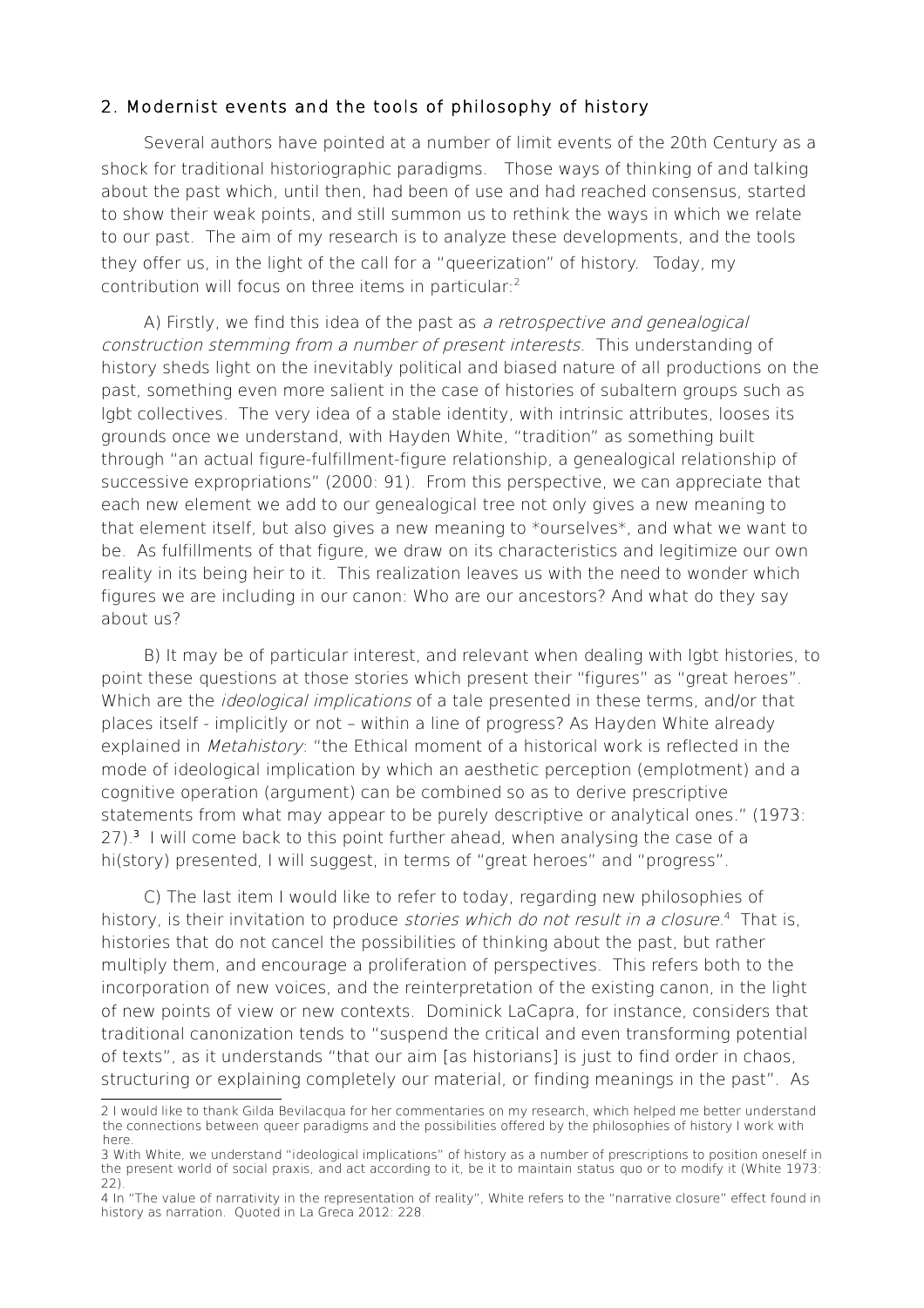## 2. Modernist events and the tools of philosophy of history

Several authors have pointed at a number of limit events of the 20th Century as a shock for traditional historiographic paradigms. Those ways of thinking of and talking about the past which, until then, had been of use and had reached consensus, started to show their weak points, and still summon us to rethink the ways in which we relate to our past. The aim of my research is to analyze these developments, and the tools they offer us, in the light of the call for a "queerization" of history. Today, my contribution will focus on three items in particular:[2]

A) Firstly, we find this idea of the past as *a retrospective and genealogical construction stemming from a number of present interests*. This understanding of history sheds light on the inevitably political and biased nature of all productions on the past, something even more salient in the case of histories of subaltern groups such as lgbt collectives. The very idea of a stable identity, with intrinsic attributes, looses its grounds once we understand, with Hayden White, "tradition" as something built through "an actual figure-fulfillment-figure relationship, a genealogical relationship of successive expropriations" (2000: 91). From this perspective, we can appreciate that each new element we add to our genealogical tree not only gives a new meaning to that element itself, but also gives a new meaning to *ourselves*, and what we want to be. As fulfillments of that figure, we draw on its characteristics and legitimize our own reality in its being heir to it. This realization leaves us with the need to wonder which figures we are including in our canon: Who are our ancestors? And what do they say about us?

B) It may be of particular interest, and relevant when dealing with lgbt histories, to point these questions at those stories which present their "figures" as "great heroes". Which are the *ideological implications* of a tale presented in these terms, and/or that places itself - implicitly or not – within a line of progress? As Hayden White already explained in *Metahistory*: "the Ethical moment of a historical work is reflected in the mode of ideological implication by which an aesthetic perception (emplotment) and a cognitive operation (argument) can be combined so as to derive prescriptive statements from what may appear to be purely descriptive or analytical ones." (1973: 27).[3] I will come back to this point further ahead, when analysing the case of a hi(story) presented, I will suggest, in terms of "great heroes" and "progress".

C) The last item I would like to refer to today, regarding new philosophies of history, is their invitation to produce *stories which do not result in a closure*.[4] That is, histories that do not cancel the possibilities of thinking about the past, but rather multiply them, and encourage a proliferation of perspectives. This refers both to the incorporation of new voices, and the reinterpretation of the existing canon, in the light of new points of view or new contexts. Dominick LaCapra, for instance, considers that traditional canonization tends to "suspend the critical and even transforming potential of texts", as it understands "that our aim [as historians] is just to find order in chaos, structuring or explaining completely our material, or finding meanings in the past". As

---

2 I would like to thank Gilda Bevilacqua for her commentaries on my research, which helped me better understand the connections between queer paradigms and the possibilities offered by the philosophies of history I work with here.

3 With White, we understand "ideological implications" of history as a number of prescriptions to position oneself in the present world of social praxis, and act according to it, be it to maintain status quo or to modify it (White 1973: 22).

4 In "The value of narrativity in the representation of reality", White refers to the "narrative closure" effect found in history as narration. Quoted in La Greca 2012: 228.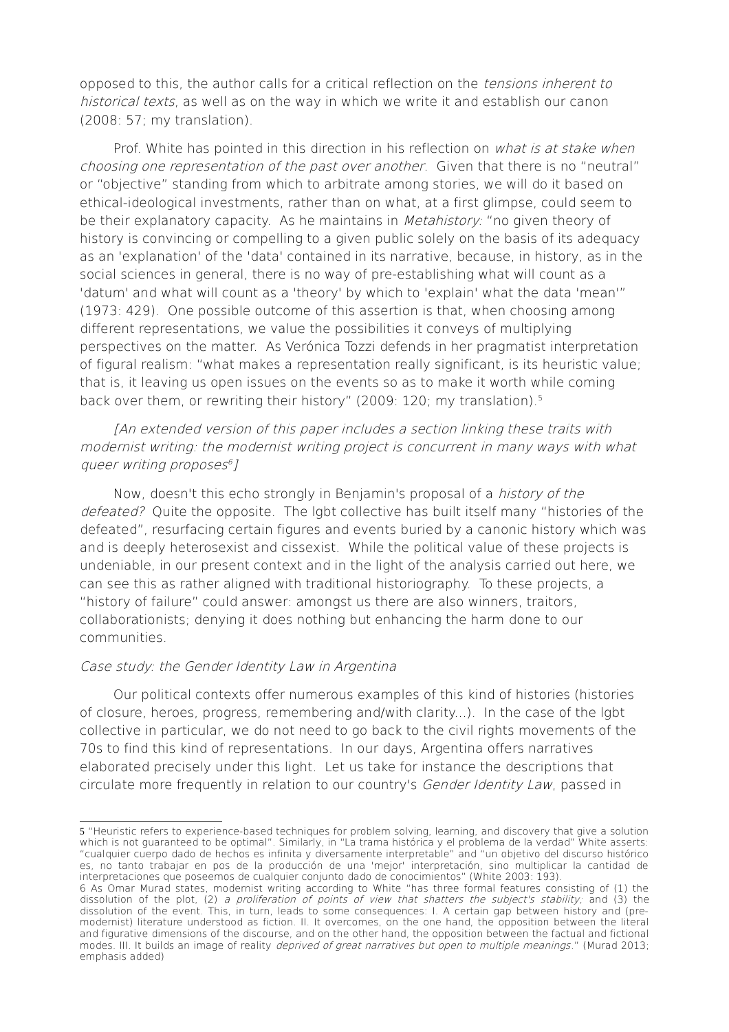opposed to this, the author calls for a critical reflection on the *tensions inherent to historical texts*, as well as on the way in which we write it and establish our canon (2008: 57; my translation).

Prof. White has pointed in this direction in his reflection on *what is at stake when choosing one representation of the past over another*. Given that there is no "neutral" or "objective" standing from which to arbitrate among stories, we will do it based on ethical-ideological investments, rather than on what, at a first glimpse, could seem to be their explanatory capacity. As he maintains in *Metahistory:* "no given theory of history is convincing or compelling to a given public solely on the basis of its adequacy as an 'explanation' of the 'data' contained in its narrative, because, in history, as in the social sciences in general, there is no way of pre-establishing what will count as a 'datum' and what will count as a 'theory' by which to 'explain' what the data 'mean'" (1973: 429). One possible outcome of this assertion is that, when choosing among different representations, we value the possibilities it conveys of multiplying perspectives on the matter. As Verónica Tozzi defends in her pragmatist interpretation of figural realism: "what makes a representation really significant, is its heuristic value; that is, it leaving us open issues on the events so as to make it worth while coming back over them, or rewriting their history" (2009: 120; my translation).[5]

*[An extended version of this paper includes a section linking these traits with modernist writing: the modernist writing project is concurrent in many ways with what queer writing proposes[6]]*

Now, doesn't this echo strongly in Benjamin's proposal of a *history of the defeated?* Quite the opposite. The lgbt collective has built itself many "histories of the defeated", resurfacing certain figures and events buried by a canonic history which was and is deeply heterosexist and cissexist. While the political value of these projects is undeniable, in our present context and in the light of the analysis carried out here, we can see this as rather aligned with traditional historiography. To these projects, a "history of failure" could answer: amongst us there are also winners, traitors, collaborationists; denying it does nothing but enhancing the harm done to our communities.

*Case study: the Gender Identity Law in Argentina*

Our political contexts offer numerous examples of this kind of histories (histories of closure, heroes, progress, remembering and/with clarity...). In the case of the lgbt collective in particular, we do not need to go back to the civil rights movements of the 70s to find this kind of representations. In our days, Argentina offers narratives elaborated precisely under this light. Let us take for instance the descriptions that circulate more frequently in relation to our country's *Gender Identity Law*, passed in

---

5 "Heuristic refers to experience-based techniques for problem solving, learning, and discovery that give a solution which is not guaranteed to be optimal". Similarly, in "La trama histórica y el problema de la verdad" White asserts: "cualquier cuerpo dado de hechos es infinita y diversamente interpretable" and "un objetivo del discurso histórico es, no tanto trabajar en pos de la producción de una 'mejor' interpretación, sino multiplicar la cantidad de interpretaciones que poseemos de cualquier conjunto dado de conocimientos" (White 2003: 193).

6 As Omar Murad states, modernist writing according to White "has three formal features consisting of (1) the dissolution of the plot, (2) *a proliferation of points of view that shatters the subject's stability;* and (3) the dissolution of the event. This, in turn, leads to some consequences: I. A certain gap between history and (pre-modernist) literature understood as fiction. II. It overcomes, on the one hand, the opposition between the literal and figurative dimensions of the discourse, and on the other hand, the opposition between the factual and fictional modes. III. It builds an image of reality *deprived of great narratives but open to multiple meanings*." (Murad 2013; emphasis added)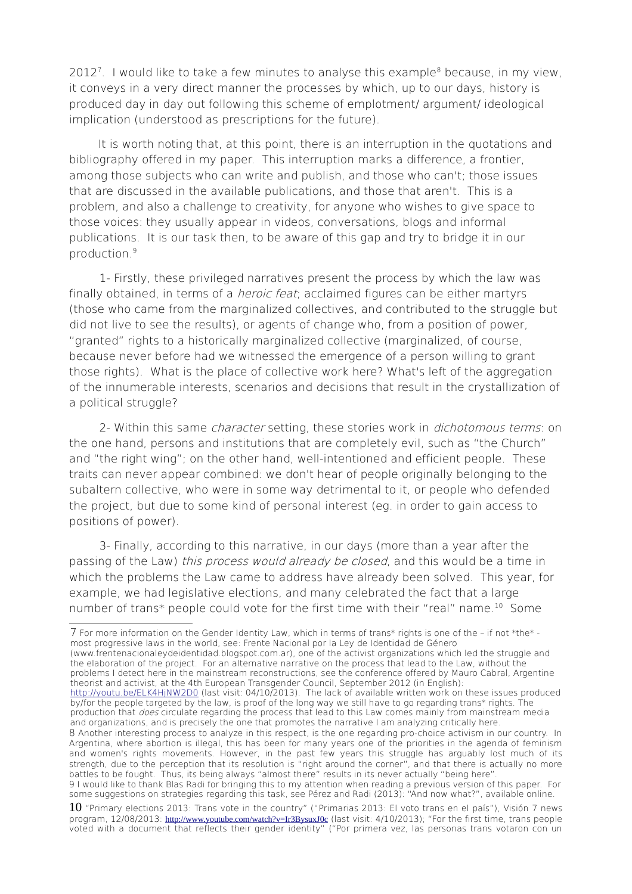2012[7]. I would like to take a few minutes to analyse this example[8] because, in my view, it conveys in a very direct manner the processes by which, up to our days, history is produced day in day out following this scheme of emplotment/ argument/ ideological implication (understood as prescriptions for the future).

It is worth noting that, at this point, there is an interruption in the quotations and bibliography offered in my paper. This interruption marks a difference, a frontier, among those subjects who can write and publish, and those who can't; those issues that are discussed in the available publications, and those that aren't. This is a problem, and also a challenge to creativity, for anyone who wishes to give space to those voices: they usually appear in videos, conversations, blogs and informal publications. It is our task then, to be aware of this gap and try to bridge it in our production.[9]

1- Firstly, these privileged narratives present the process by which the law was finally obtained, in terms of a *heroic feat*; acclaimed figures can be either martyrs (those who came from the marginalized collectives, and contributed to the struggle but did not live to see the results), or agents of change who, from a position of power, "granted" rights to a historically marginalized collective (marginalized, of course, because never before had we witnessed the emergence of a person willing to grant those rights). What is the place of collective work here? What's left of the aggregation of the innumerable interests, scenarios and decisions that result in the crystallization of a political struggle?

2- Within this same *character* setting, these stories work in *dichotomous terms*: on the one hand, persons and institutions that are completely evil, such as "the Church" and "the right wing"; on the other hand, well-intentioned and efficient people. These traits can never appear combined: we don't hear of people originally belonging to the subaltern collective, who were in some way detrimental to it, or people who defended the project, but due to some kind of personal interest (eg. in order to gain access to positions of power).

3- Finally, according to this narrative, in our days (more than a year after the passing of the Law) *this process would already be closed*, and this would be a time in which the problems the Law came to address have already been solved. This year, for example, we had legislative elections, and many celebrated the fact that a large number of trans* people could vote for the first time with their "real" name.[10] Some

---

7 For more information on the Gender Identity Law, which in terms of trans* rights is one of the – if not *the* - most progressive laws in the world, see: Frente Nacional por la Ley de Identidad de Género (www.frentenacionaleydeidentidad.blogspot.com.ar), one of the activist organizations which led the struggle and the elaboration of the project. For an alternative narrative on the process that lead to the Law, without the problems I detect here in the mainstream reconstructions, see the conference offered by Mauro Cabral, Argentine theorist and activist, at the 4th European Transgender Council, September 2012 (in English): http://youtu.be/ELK4HjNW2D0 (last visit: 04/10/2013). The lack of available written work on these issues produced by/for the people targeted by the law, is proof of the long way we still have to go regarding trans* rights. The production that *does* circulate regarding the process that lead to this Law comes mainly from mainstream media and organizations, and is precisely the one that promotes the narrative I am analyzing critically here.

8 Another interesting process to analyze in this respect, is the one regarding pro-choice activism in our country. In Argentina, where abortion is illegal, this has been for many years one of the priorities in the agenda of feminism and women's rights movements. However, in the past few years this struggle has arguably lost much of its strength, due to the perception that its resolution is "right around the corner", and that there is actually no more battles to be fought. Thus, its being always "almost there" results in its never actually "being here".

9 I would like to thank Blas Radi for bringing this to my attention when reading a previous version of this paper. For some suggestions on strategies regarding this task, see Pérez and Radi (2013): "And now what?", available online.

10 "Primary elections 2013: Trans vote in the country" ("Primarias 2013: El voto trans en el país"), Visión 7 news program, 12/08/2013: http://www.youtube.com/watch?v=Ir3BysuxJ0c (last visit: 4/10/2013); "For the first time, trans people voted with a document that reflects their gender identity" ("Por primera vez, las personas trans votaron con un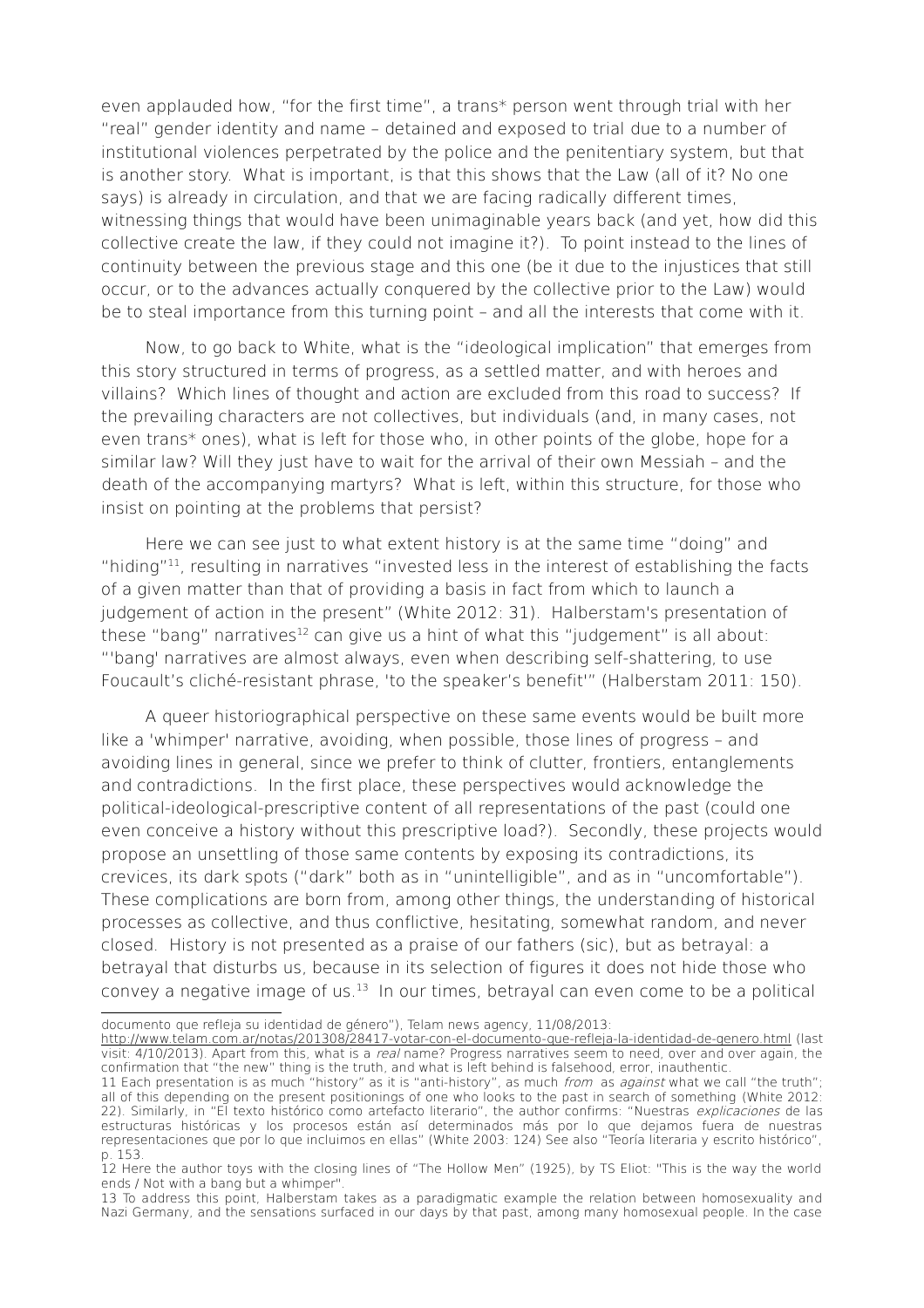even applauded how, "for the first time", a trans* person went through trial with her "real" gender identity and name – detained and exposed to trial due to a number of institutional violences perpetrated by the police and the penitentiary system, but that is another story. What is important, is that this shows that the Law (all of it? No one says) is already in circulation, and that we are facing radically different times, witnessing things that would have been unimaginable years back (and yet, how did this collective create the law, if they could not imagine it?). To point instead to the lines of continuity between the previous stage and this one (be it due to the injustices that still occur, or to the advances actually conquered by the collective prior to the Law) would be to steal importance from this turning point – and all the interests that come with it.

Now, to go back to White, what is the "ideological implication" that emerges from this story structured in terms of progress, as a settled matter, and with heroes and villains? Which lines of thought and action are excluded from this road to success? If the prevailing characters are not collectives, but individuals (and, in many cases, not even trans* ones), what is left for those who, in other points of the globe, hope for a similar law? Will they just have to wait for the arrival of their own Messiah – and the death of the accompanying martyrs? What is left, within this structure, for those who insist on pointing at the problems that persist?

Here we can see just to what extent history is at the same time "doing" and "hiding"[11], resulting in narratives "invested less in the interest of establishing the facts of a given matter than that of providing a basis in fact from which to launch a judgement of action in the present" (White 2012: 31). Halberstam's presentation of these "bang" narratives[12] can give us a hint of what this "judgement" is all about: "'bang' narratives are almost always, even when describing self-shattering, to use Foucault's cliché-resistant phrase, 'to the speaker's benefit'" (Halberstam 2011: 150).

A queer historiographical perspective on these same events would be built more like a 'whimper' narrative, avoiding, when possible, those lines of progress – and avoiding lines in general, since we prefer to think of clutter, frontiers, entanglements and contradictions. In the first place, these perspectives would acknowledge the political-ideological-prescriptive content of all representations of the past (could one even conceive a history without this prescriptive load?). Secondly, these projects would propose an unsettling of those same contents by exposing its contradictions, its crevices, its dark spots ("dark" both as in "unintelligible", and as in "uncomfortable"). These complications are born from, among other things, the understanding of historical processes as collective, and thus conflictive, hesitating, somewhat random, and never closed. History is not presented as a praise of our fathers (sic), but as betrayal: a betrayal that disturbs us, because in its selection of figures it does not hide those who convey a negative image of us.[13] In our times, betrayal can even come to be a political

---

documento que refleja su identidad de género"), Telam news agency, 11/08/2013: http://www.telam.com.ar/notas/201308/28417-votar-con-el-documento-que-refleja-la-identidad-de-genero.html (last visit: 4/10/2013). Apart from this, what is a *real* name? Progress narratives seem to need, over and over again, the confirmation that "the new" thing is the truth, and what is left behind is falsehood, error, inauthentic.

11 Each presentation is as much "history" as it is "anti-history", as much *from* as *against* what we call "the truth"; all of this depending on the present positionings of one who looks to the past in search of something (White 2012: 22). Similarly, in "El texto histórico como artefacto literario", the author confirms: "Nuestras *explicaciones* de las estructuras históricas y los procesos están así determinados más por lo que dejamos fuera de nuestras representaciones que por lo que incluimos en ellas" (White 2003: 124) See also "Teoría literaria y escrito histórico", p. 153.

12 Here the author toys with the closing lines of "The Hollow Men" (1925), by TS Eliot: "This is the way the world ends / Not with a bang but a whimper".

13 To address this point, Halberstam takes as a paradigmatic example the relation between homosexuality and Nazi Germany, and the sensations surfaced in our days by that past, among many homosexual people. In the case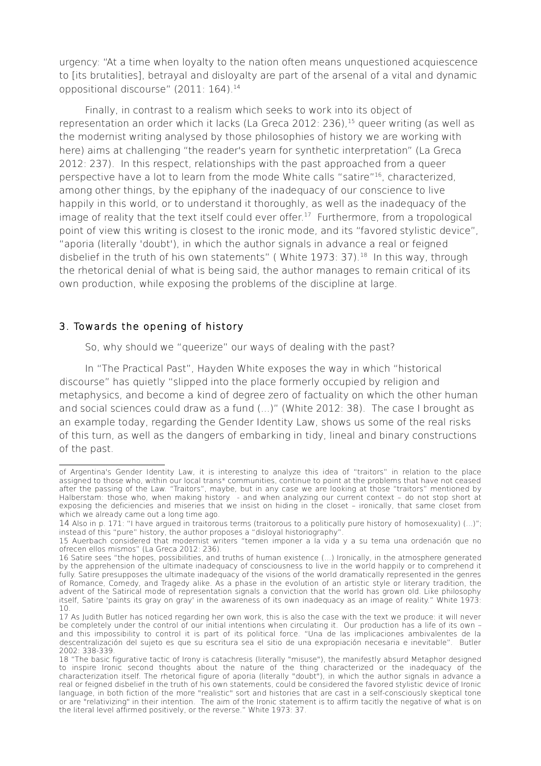urgency: "At a time when loyalty to the nation often means unquestioned acquiescence to [its brutalities], betrayal and disloyalty are part of the arsenal of a vital and dynamic oppositional discourse" (2011: 164).[14]

Finally, in contrast to a realism which seeks to work into its object of representation an order which it lacks (La Greca 2012: 236),[15] queer writing (as well as the modernist writing analysed by those philosophies of history we are working with here) aims at challenging "the reader's yearn for synthetic interpretation" (La Greca 2012: 237). In this respect, relationships with the past approached from a queer perspective have a lot to learn from the mode White calls "satire"[16], characterized, among other things, by the epiphany of the inadequacy of our conscience to live happily in this world, or to understand it thoroughly, as well as the inadequacy of the image of reality that the text itself could ever offer.[17] Furthermore, from a tropological point of view this writing is closest to the ironic mode, and its "favored stylistic device", "aporia (literally 'doubt'), in which the author signals in advance a real or feigned disbelief in the truth of his own statements" ( White 1973: 37).[18] In this way, through the rhetorical denial of what is being said, the author manages to remain critical of its own production, while exposing the problems of the discipline at large.

## 3. Towards the opening of history

So, why should we "queerize" our ways of dealing with the past?

In "The Practical Past", Hayden White exposes the way in which "historical discourse" has quietly "slipped into the place formerly occupied by religion and metaphysics, and become a kind of degree zero of factuality on which the other human and social sciences could draw as a fund (...)" (White 2012: 38). The case I brought as an example today, regarding the Gender Identity Law, shows us some of the real risks of this turn, as well as the dangers of embarking in tidy, lineal and binary constructions of the past.

---

of Argentina's Gender Identity Law, it is interesting to analyze this idea of "traitors" in relation to the place assigned to those who, within our local trans* communities, continue to point at the problems that have not ceased after the passing of the Law. "Traitors", maybe, but in any case we are looking at those "traitors" mentioned by Halberstam: those who, when making history - and when analyzing our current context – do not stop short at exposing the deficiencies and miseries that we insist on hiding in the closet – ironically, that same closet from which we already came out a long time ago.

14 Also in p. 171: "I have argued in traitorous terms (traitorous to a politically pure history of homosexuality) (...)"; instead of this "pure" history, the author proposes a "disloyal historiography".

15 Auerbach considered that modernist writers "temen imponer a la vida y a su tema una ordenación que no ofrecen ellos mismos" (La Greca 2012: 236).

16 Satire sees "the hopes, possibilities, and truths of human existence (...) Ironically, in the atmosphere generated by the apprehension of the ultimate inadequacy of consciousness to live in the world happily or to comprehend it fully. Satire presupposes the ultimate inadequacy of the visions of the world dramatically represented in the genres of Romance, Comedy, and Tragedy alike. As a phase in the evolution of an artistic style or literary tradition, the advent of the Satirical mode of representation signals a conviction that the world has grown old. Like philosophy itself, Satire 'paints its gray on gray' in the awareness of its own inadequacy as an image of reality." White 1973: 10.

17 As Judith Butler has noticed regarding her own work, this is also the case with the text we produce: it will never be completely under the control of our initial intentions when circulating it. Our production has a life of its own – and this impossibility to control it is part of its political force. "Una de las implicaciones ambivalentes de la descentralización del sujeto es que su escritura sea el sitio de una expropiación necesaria e inevitable". Butler 2002: 338-339.

18 "The basic figurative tactic of Irony is catachresis (literally "misuse"), the manifestly absurd Metaphor designed to inspire Ironic second thoughts about the nature of the thing characterized or the inadequacy of the characterization itself. The rhetorical figure of aporia (literally "doubt"), in which the author signals in advance a real or feigned disbelief in the truth of his own statements, could be considered the favored stylistic device of Ironic language, in both fiction of the more "realistic" sort and histories that are cast in a self-consciously skeptical tone or are "relativizing" in their intention. The aim of the Ironic statement is to affirm tacitly the negative of what is on the literal level affirmed positively, or the reverse." White 1973: 37.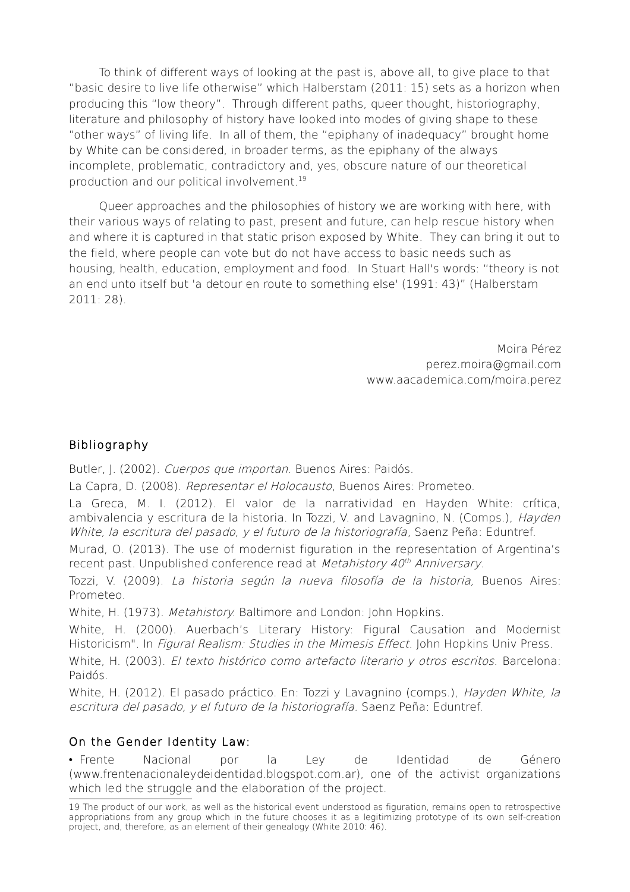To think of different ways of looking at the past is, above all, to give place to that "basic desire to live life otherwise" which Halberstam (2011: 15) sets as a horizon when producing this "low theory". Through different paths, queer thought, historiography, literature and philosophy of history have looked into modes of giving shape to these "other ways" of living life. In all of them, the "epiphany of inadequacy" brought home by White can be considered, in broader terms, as the epiphany of the always incomplete, problematic, contradictory and, yes, obscure nature of our theoretical production and our political involvement.[19]

Queer approaches and the philosophies of history we are working with here, with their various ways of relating to past, present and future, can help rescue history when and where it is captured in that static prison exposed by White. They can bring it out to the field, where people can vote but do not have access to basic needs such as housing, health, education, employment and food. In Stuart Hall's words: "theory is not an end unto itself but 'a detour en route to something else' (1991: 43)" (Halberstam 2011: 28).

Moira Pérez
perez.moira@gmail.com
www.aacademica.com/moira.perez

## Bibliography

Butler, J. (2002). *Cuerpos que importan*. Buenos Aires: Paidós.

La Capra, D. (2008). *Representar el Holocausto*, Buenos Aires: Prometeo.

La Greca, M. I. (2012). El valor de la narratividad en Hayden White: crítica, ambivalencia y escritura de la historia. In Tozzi, V. and Lavagnino, N. (Comps.), *Hayden White, la escritura del pasado, y el futuro de la historiografía*, Saenz Peña: Eduntref.

Murad, O. (2013). The use of modernist figuration in the representation of Argentina's recent past. Unpublished conference read at *Metahistory 40th Anniversary*.

Tozzi, V. (2009). *La historia según la nueva filosofía de la historia,* Buenos Aires: Prometeo.

White, H. (1973). *Metahistory*. Baltimore and London: John Hopkins.

White, H. (2000). Auerbach's Literary History: Figural Causation and Modernist Historicism". In *Figural Realism: Studies in the Mimesis Effect*. John Hopkins Univ Press.

White, H. (2003). *El texto histórico como artefacto literario y otros escritos*. Barcelona: Paidós.

White, H. (2012). El pasado práctico. En: Tozzi y Lavagnino (comps.), *Hayden White, la escritura del pasado, y el futuro de la historiografía*. Saenz Peña: Eduntref.

## On the Gender Identity Law:

- Frente Nacional por la Ley de Identidad de Género (www.frentenacionaleydeidentidad.blogspot.com.ar), one of the activist organizations which led the struggle and the elaboration of the project.

---

19 The product of our work, as well as the historical event understood as figuration, remains open to retrospective appropriations from any group which in the future chooses it as a legitimizing prototype of its own self-creation project, and, therefore, as an element of their genealogy (White 2010: 46).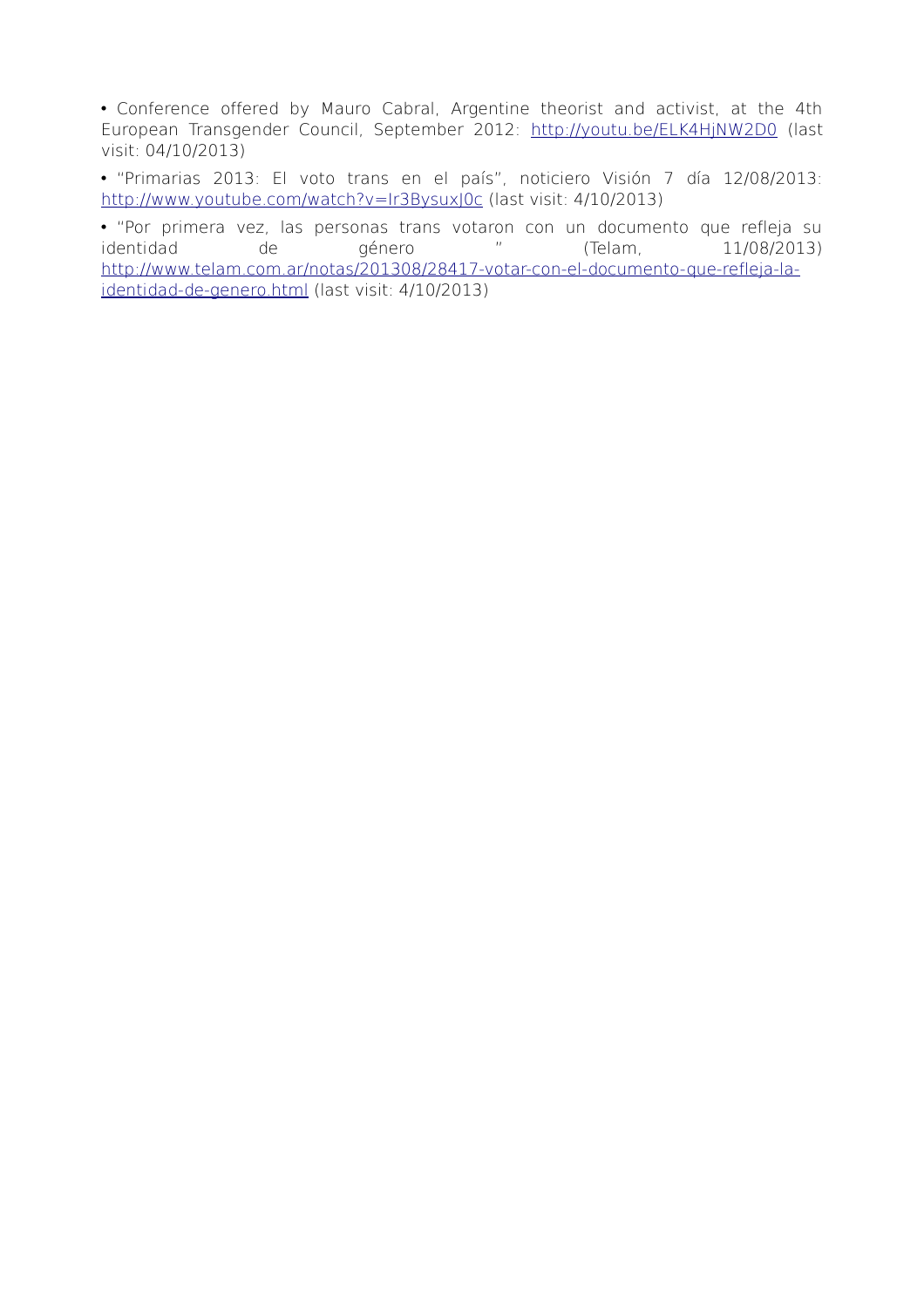- Conference offered by Mauro Cabral, Argentine theorist and activist, at the 4th European Transgender Council, September 2012: http://youtu.be/ELK4HjNW2D0 (last visit: 04/10/2013)
- "Primarias 2013: El voto trans en el país", noticiero Visión 7 día 12/08/2013: http://www.youtube.com/watch?v=Ir3BysuxJ0c (last visit: 4/10/2013)
- "Por primera vez, las personas trans votaron con un documento que refleja su identidad de género " (Telam, 11/08/2013) http://www.telam.com.ar/notas/201308/28417-votar-con-el-documento-que-refleja-la-identidad-de-genero.html (last visit: 4/10/2013)